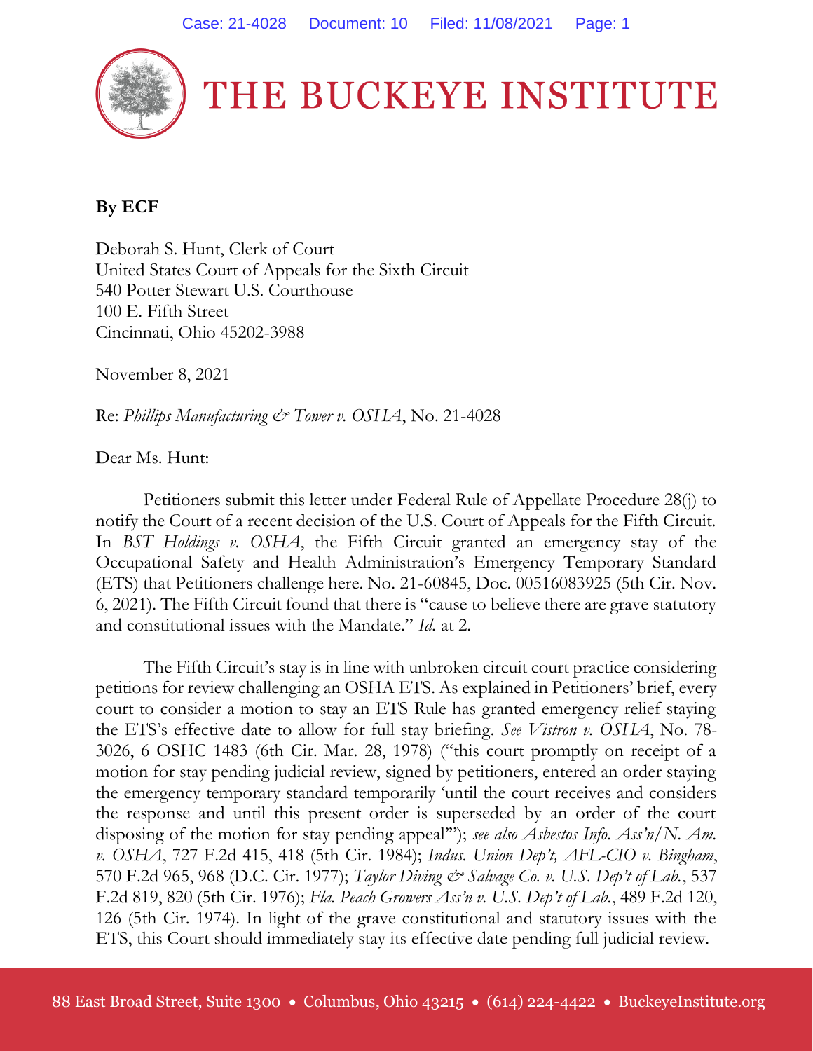# THE BUCKEYE INSTITUTE

**By ECF**

Deborah S. Hunt, Clerk of Court
United States Court of Appeals for the Sixth Circuit
540 Potter Stewart U.S. Courthouse
100 E. Fifth Street
Cincinnati, Ohio 45202-3988

November 8, 2021

Re: *Phillips Manufacturing & Tower v. OSHA*, No. 21-4028

Dear Ms. Hunt:

Petitioners submit this letter under Federal Rule of Appellate Procedure 28(j) to notify the Court of a recent decision of the U.S. Court of Appeals for the Fifth Circuit. In *BST Holdings v. OSHA*, the Fifth Circuit granted an emergency stay of the Occupational Safety and Health Administration's Emergency Temporary Standard (ETS) that Petitioners challenge here. No. 21-60845, Doc. 00516083925 (5th Cir. Nov. 6, 2021). The Fifth Circuit found that there is "cause to believe there are grave statutory and constitutional issues with the Mandate." *Id.* at 2.

The Fifth Circuit's stay is in line with unbroken circuit court practice considering petitions for review challenging an OSHA ETS. As explained in Petitioners' brief, every court to consider a motion to stay an ETS Rule has granted emergency relief staying the ETS's effective date to allow for full stay briefing. *See Vistron v. OSHA*, No. 78-3026, 6 OSHC 1483 (6th Cir. Mar. 28, 1978) ("this court promptly on receipt of a motion for stay pending judicial review, signed by petitioners, entered an order staying the emergency temporary standard temporarily 'until the court receives and considers the response and until this present order is superseded by an order of the court disposing of the motion for stay pending appeal'"); *see also Asbestos Info. Ass'n/N. Am. v. OSHA*, 727 F.2d 415, 418 (5th Cir. 1984); *Indus. Union Dep't, AFL-CIO v. Bingham*, 570 F.2d 965, 968 (D.C. Cir. 1977); *Taylor Diving & Salvage Co. v. U.S. Dep't of Lab.*, 537 F.2d 819, 820 (5th Cir. 1976); *Fla. Peach Growers Ass'n v. U.S. Dep't of Lab.*, 489 F.2d 120, 126 (5th Cir. 1974). In light of the grave constitutional and statutory issues with the ETS, this Court should immediately stay its effective date pending full judicial review.

88 East Broad Street, Suite 1300 • Columbus, Ohio 43215 • (614) 224-4422 • BuckeyeInstitute.org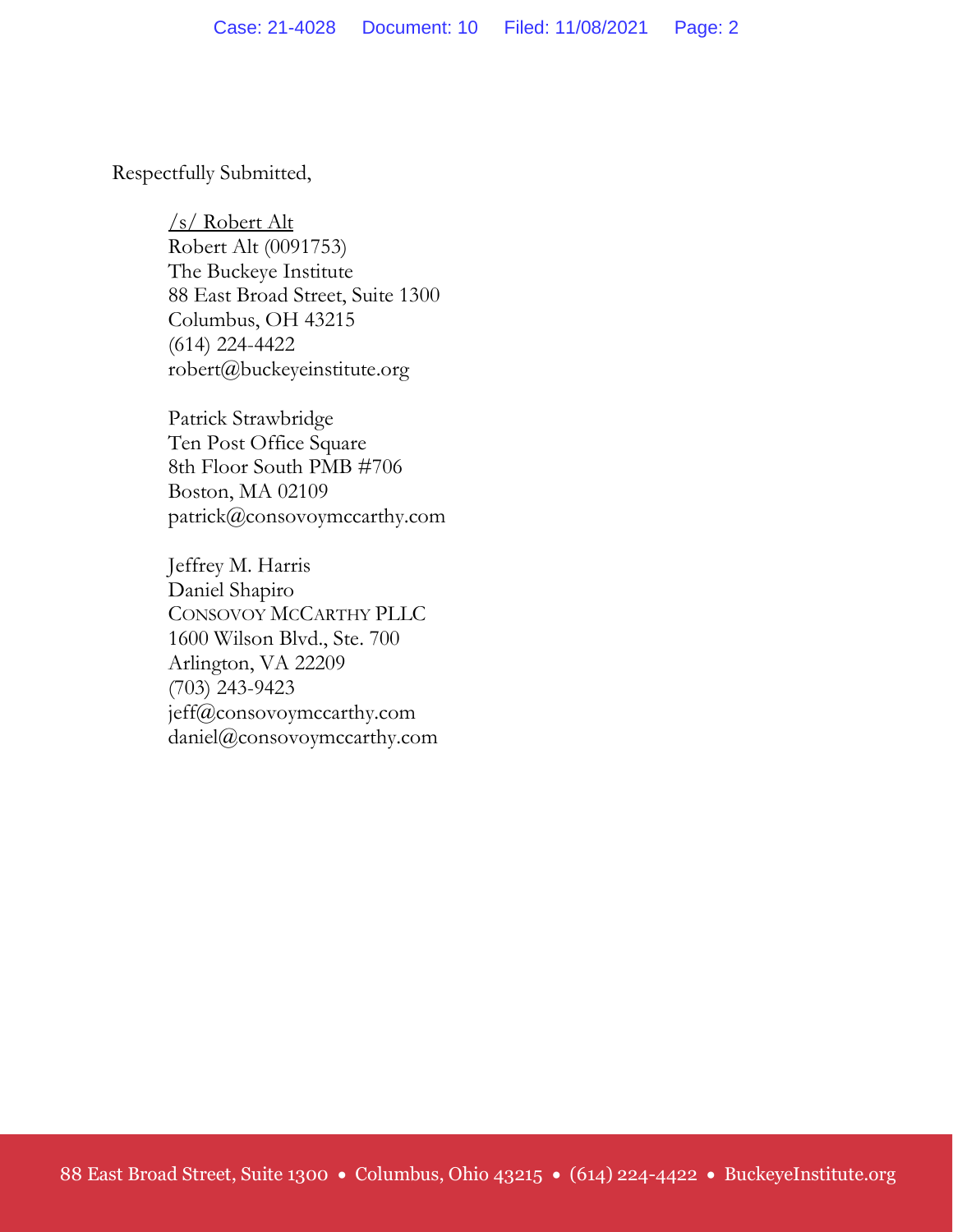Respectfully Submitted,

/s/ Robert Alt
Robert Alt (0091753)
The Buckeye Institute
88 East Broad Street, Suite 1300
Columbus, OH 43215
(614) 224-4422
robert@buckeyeinstitute.org

Patrick Strawbridge
Ten Post Office Square
8th Floor South PMB #706
Boston, MA 02109
patrick@consovoymccarthy.com

Jeffrey M. Harris
Daniel Shapiro
CONSOVOY MCCARTHY PLLC
1600 Wilson Blvd., Ste. 700
Arlington, VA 22209
(703) 243-9423
jeff@consovoymccarthy.com
daniel@consovoymccarthy.com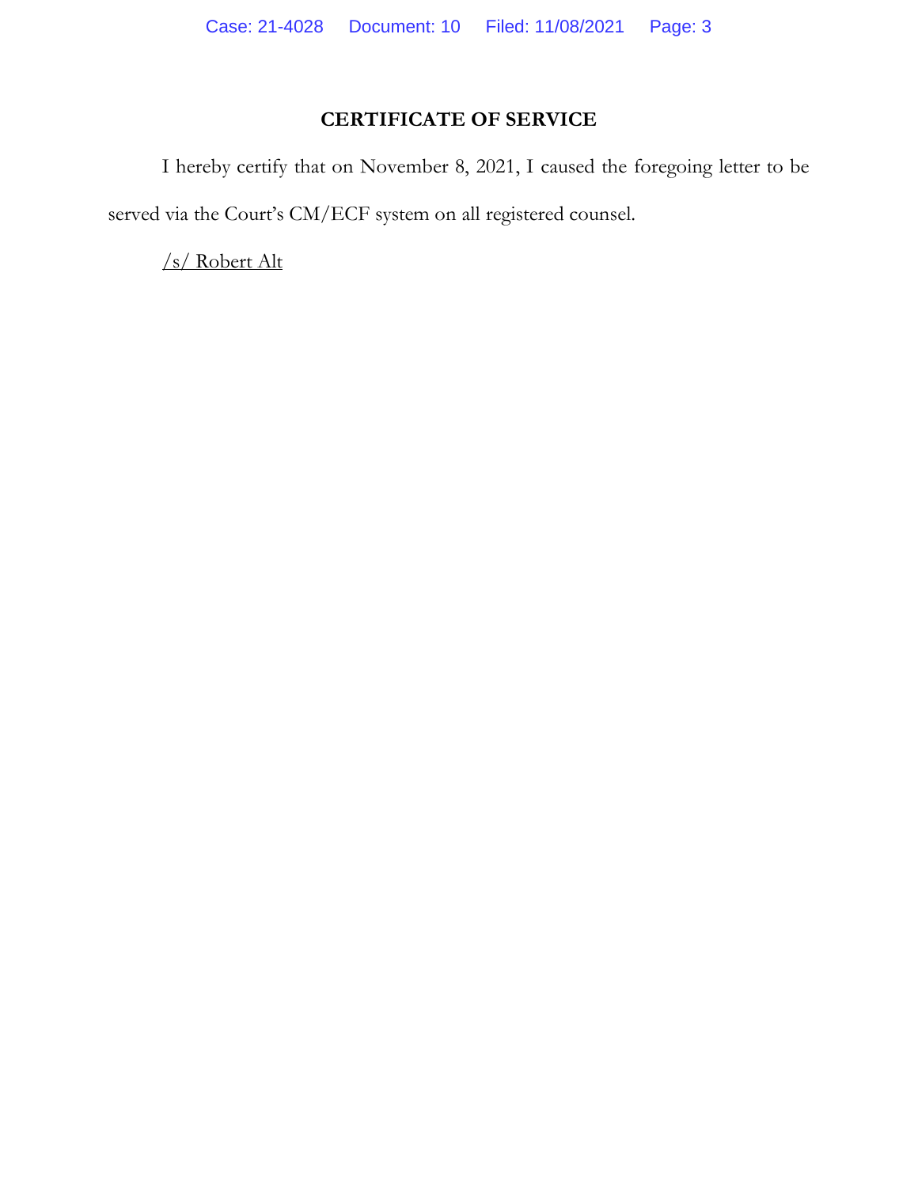# CERTIFICATE OF SERVICE

I hereby certify that on November 8, 2021, I caused the foregoing letter to be served via the Court's CM/ECF system on all registered counsel.

/s/ Robert Alt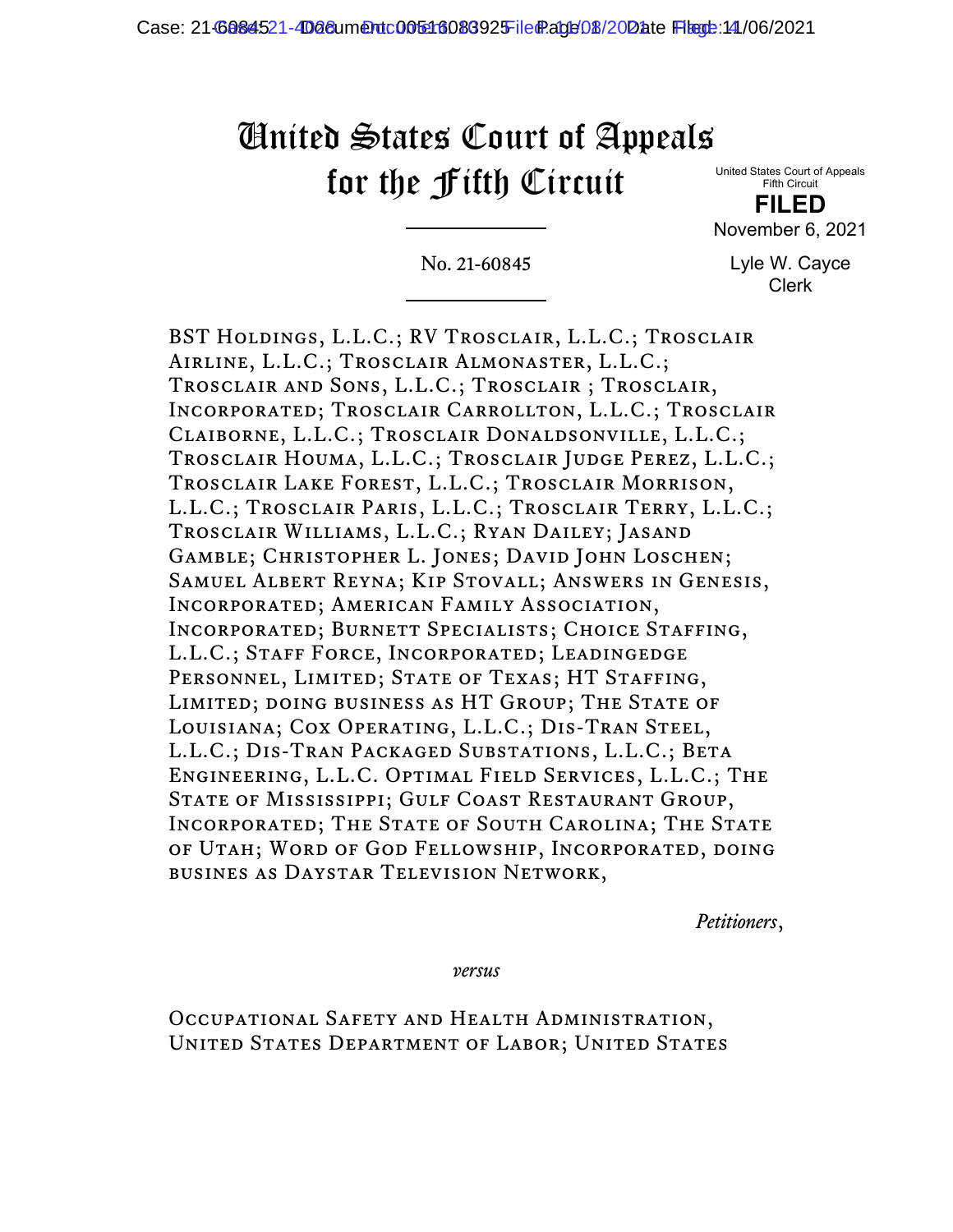# United States Court of Appeals for the Fifth Circuit

United States Court of Appeals
Fifth Circuit

**FILED**

November 6, 2021

Lyle W. Cayce
Clerk

No. 21-60845

BST Holdings, L.L.C.; RV Trosclair, L.L.C.; Trosclair Airline, L.L.C.; Trosclair Almonaster, L.L.C.; Trosclair and Sons, L.L.C.; Trosclair ; Trosclair, Incorporated; Trosclair Carrollton, L.L.C.; Trosclair Claiborne, L.L.C.; Trosclair Donaldsonville, L.L.C.; Trosclair Houma, L.L.C.; Trosclair Judge Perez, L.L.C.; Trosclair Lake Forest, L.L.C.; Trosclair Morrison, L.L.C.; Trosclair Paris, L.L.C.; Trosclair Terry, L.L.C.; Trosclair Williams, L.L.C.; Ryan Dailey; Jasand Gamble; Christopher L. Jones; David John Loschen; Samuel Albert Reyna; Kip Stovall; Answers in Genesis, Incorporated; American Family Association, Incorporated; Burnett Specialists; Choice Staffing, L.L.C.; Staff Force, Incorporated; Leadingedge Personnel, Limited; State of Texas; HT Staffing, Limited; doing business as HT Group; The State of Louisiana; Cox Operating, L.L.C.; Dis-Tran Steel, L.L.C.; Dis-Tran Packaged Substations, L.L.C.; Beta Engineering, L.L.C. Optimal Field Services, L.L.C.; The State of Mississippi; Gulf Coast Restaurant Group, Incorporated; The State of South Carolina; The State of Utah; Word of God Fellowship, Incorporated, doing busines as Daystar Television Network,

*Petitioners*,

*versus*

Occupational Safety and Health Administration, United States Department of Labor; United States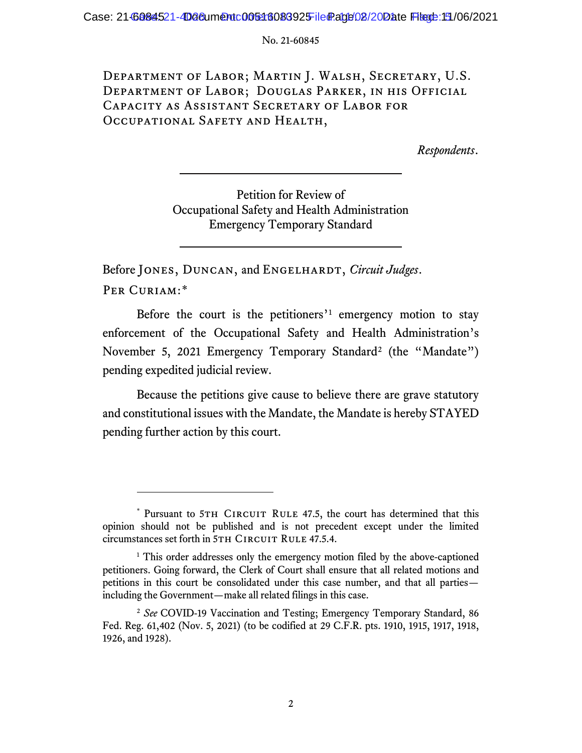No. 21-60845

Department of Labor; Martin J. Walsh, Secretary, U.S. Department of Labor; Douglas Parker, in his Official Capacity as Assistant Secretary of Labor for Occupational Safety and Health,

*Respondents*.

---

Petition for Review of
Occupational Safety and Health Administration
Emergency Temporary Standard

---

Before Jones, Duncan, and Engelhardt, *Circuit Judges*.

Per Curiam:*

Before the court is the petitioners'[1] emergency motion to stay enforcement of the Occupational Safety and Health Administration's November 5, 2021 Emergency Temporary Standard[2] (the "Mandate") pending expedited judicial review.

Because the petitions give cause to believe there are grave statutory and constitutional issues with the Mandate, the Mandate is hereby STAYED pending further action by this court.

---

\* Pursuant to 5th Circuit Rule 47.5, the court has determined that this opinion should not be published and is not precedent except under the limited circumstances set forth in 5th Circuit Rule 47.5.4.

[1] This order addresses only the emergency motion filed by the above-captioned petitioners. Going forward, the Clerk of Court shall ensure that all related motions and petitions in this court be consolidated under this case number, and that all parties—including the Government—make all related filings in this case.

[2] *See* COVID-19 Vaccination and Testing; Emergency Temporary Standard, 86 Fed. Reg. 61,402 (Nov. 5, 2021) (to be codified at 29 C.F.R. pts. 1910, 1915, 1917, 1918, 1926, and 1928).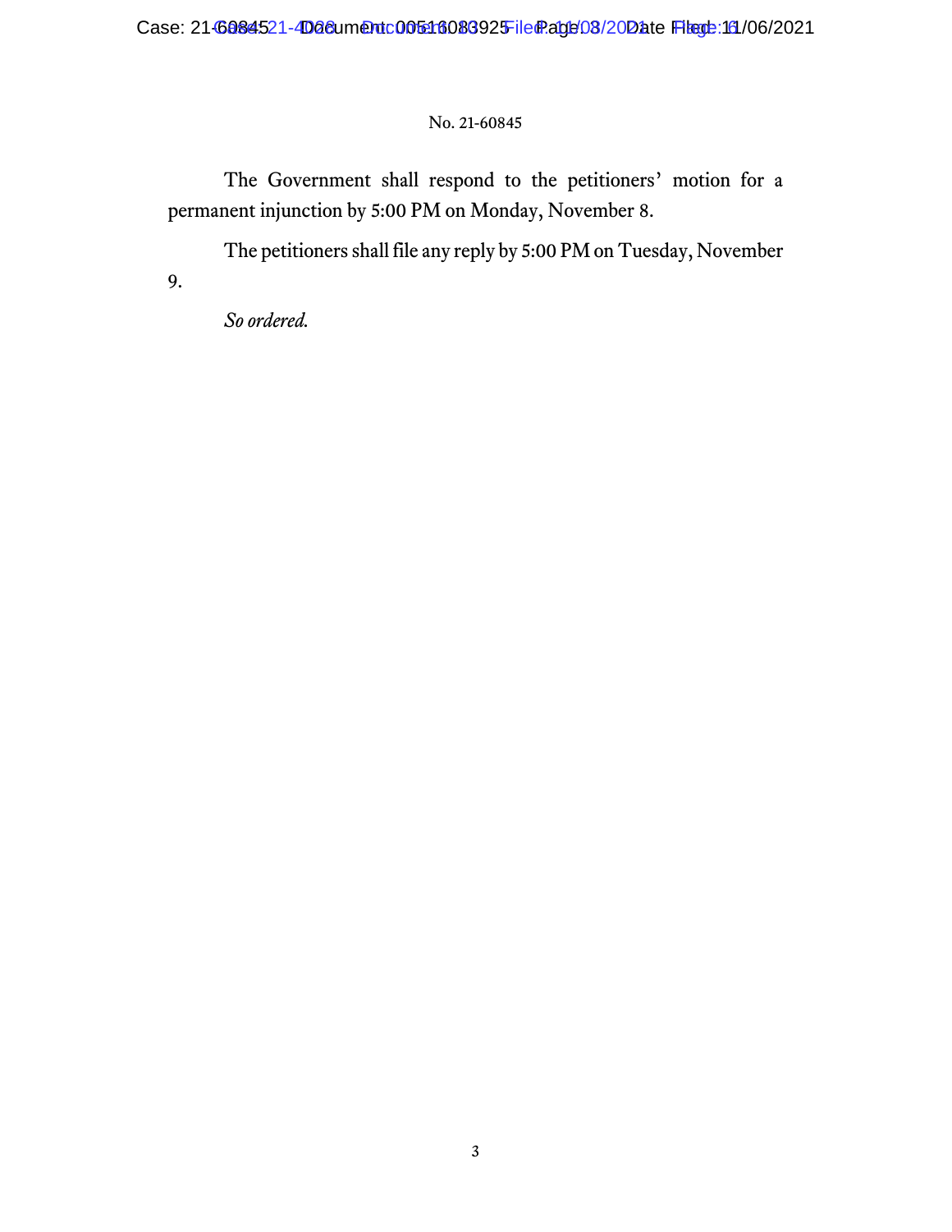No. 21-60845

The Government shall respond to the petitioners' motion for a permanent injunction by 5:00 PM on Monday, November 8.

The petitioners shall file any reply by 5:00 PM on Tuesday, November 9.

*So ordered.*